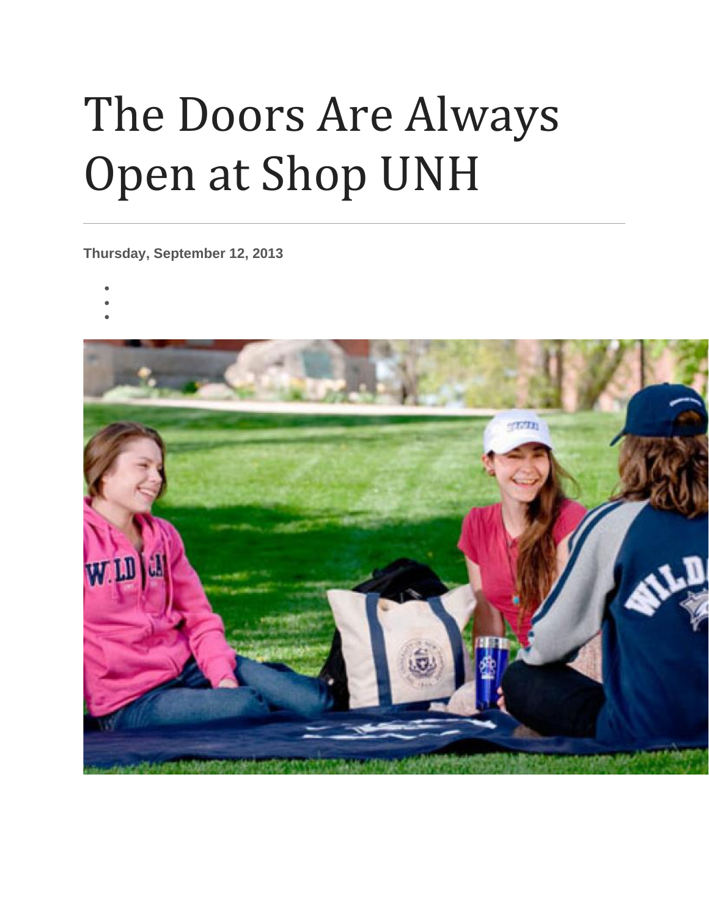# The Doors Are Always Open at Shop UNH

**Thursday, September 12, 2013**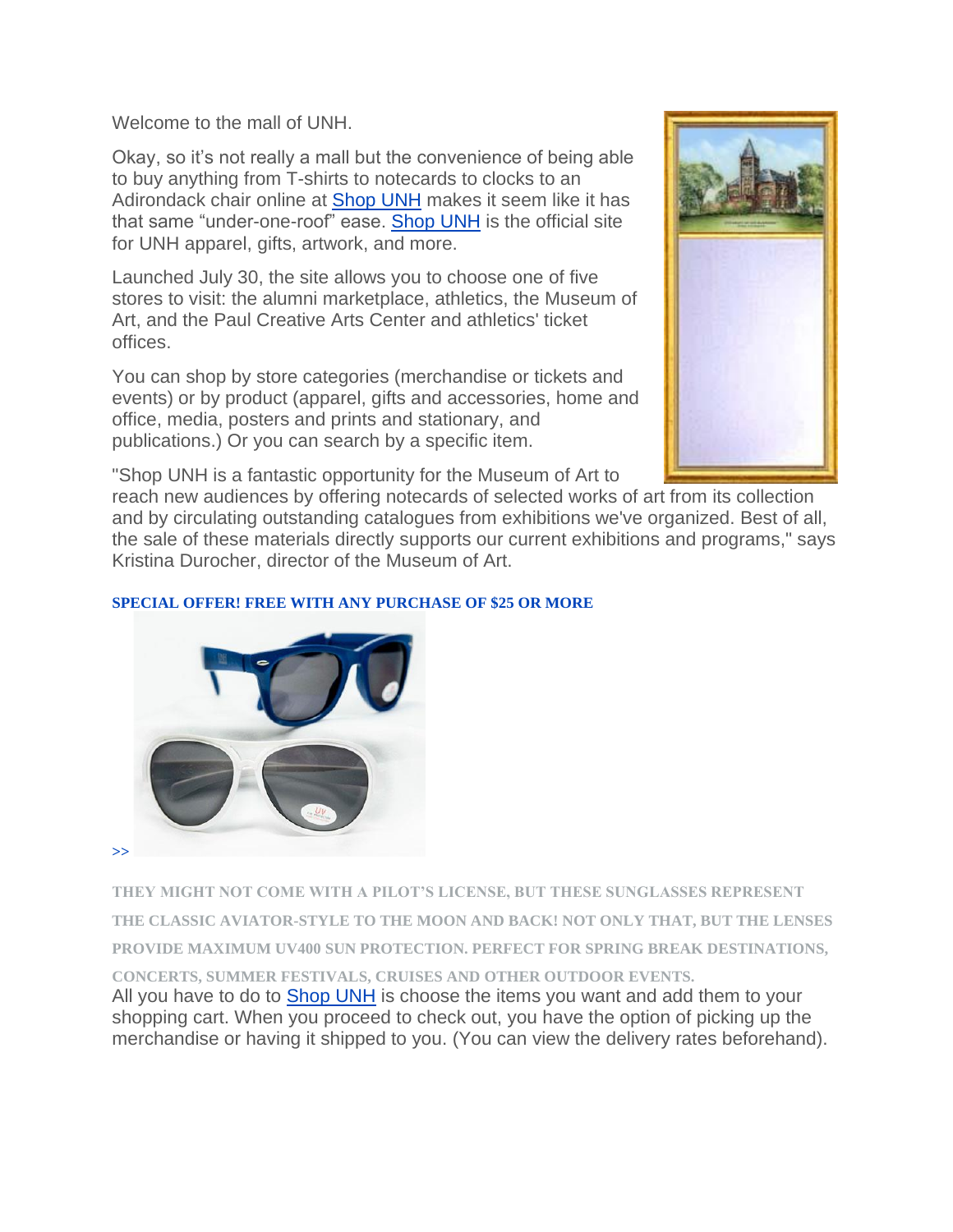Welcome to the mall of UNH.

Okay, so it's not really a mall but the convenience of being able to buy anything from T-shirts to notecards to clocks to an Adirondack chair online at Shop UNH makes it seem like it has that same "under-one-roof" ease. Shop UNH is the official site for UNH apparel, gifts, artwork, and more.

Launched July 30, the site allows you to choose one of five stores to visit: the alumni marketplace, athletics, the Museum of Art, and the Paul Creative Arts Center and athletics' ticket offices.

You can shop by store categories (merchandise or tickets and events) or by product (apparel, gifts and accessories, home and office, media, posters and prints and stationary, and publications.) Or you can search by a specific item.

"Shop UNH is a fantastic opportunity for the Museum of Art to reach new audiences by offering notecards of selected works of art from its collection and by circulating outstanding catalogues from exhibitions we've organized. Best of all, the sale of these materials directly supports our current exhibitions and programs," says Kristina Durocher, director of the Museum of Art.

**SPECIAL OFFER! FREE WITH ANY PURCHASE OF $25 OR MORE**

>>

**THEY MIGHT NOT COME WITH A PILOT'S LICENSE, BUT THESE SUNGLASSES REPRESENT THE CLASSIC AVIATOR-STYLE TO THE MOON AND BACK! NOT ONLY THAT, BUT THE LENSES PROVIDE MAXIMUM UV400 SUN PROTECTION. PERFECT FOR SPRING BREAK DESTINATIONS, CONCERTS, SUMMER FESTIVALS, CRUISES AND OTHER OUTDOOR EVENTS.**

All you have to do to Shop UNH is choose the items you want and add them to your shopping cart. When you proceed to check out, you have the option of picking up the merchandise or having it shipped to you. (You can view the delivery rates beforehand).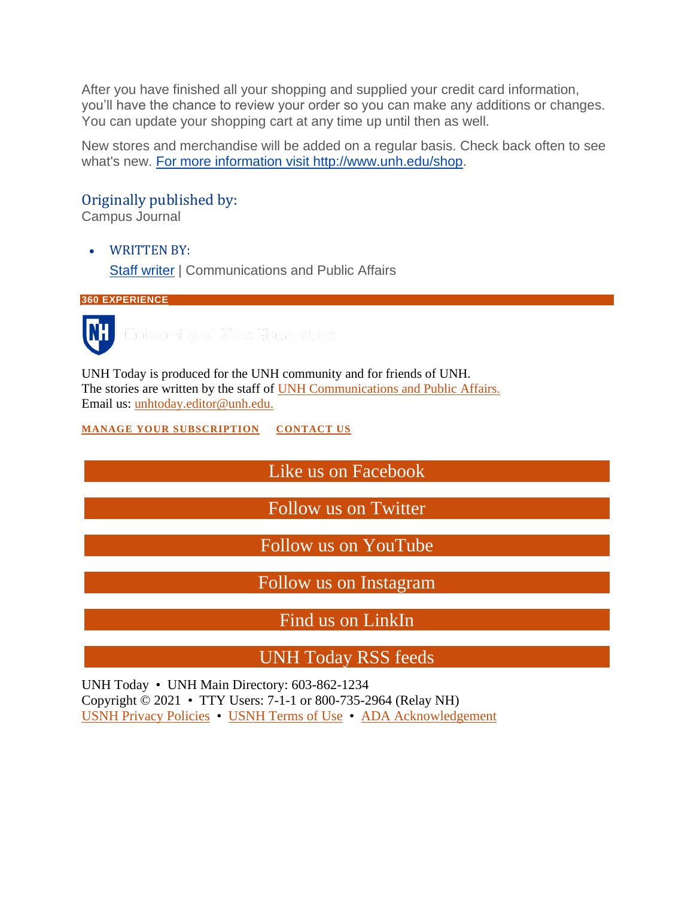After you have finished all your shopping and supplied your credit card information, you'll have the chance to review your order so you can make any additions or changes. You can update your shopping cart at any time up until then as well.

New stores and merchandise will be added on a regular basis. Check back often to see what's new. [For more information visit http://www.unh.edu/shop](http://www.unh.edu/shop).

### Originally published by:

Campus Journal

- WRITTEN BY:

  [Staff writer](#) | Communications and Public Affairs

**360 EXPERIENCE**

UNH Today is produced for the UNH community and for friends of UNH.
The stories are written by the staff of UNH Communications and Public Affairs.
Email us: unhtoday.editor@unh.edu.

**MANAGE YOUR SUBSCRIPTION** **CONTACT US**

Like us on Facebook

Follow us on Twitter

Follow us on YouTube

Follow us on Instagram

Find us on LinkIn

UNH Today RSS feeds

UNH Today • UNH Main Directory: 603-862-1234
Copyright © 2021 • TTY Users: 7-1-1 or 800-735-2964 (Relay NH)
USNH Privacy Policies • USNH Terms of Use • ADA Acknowledgement